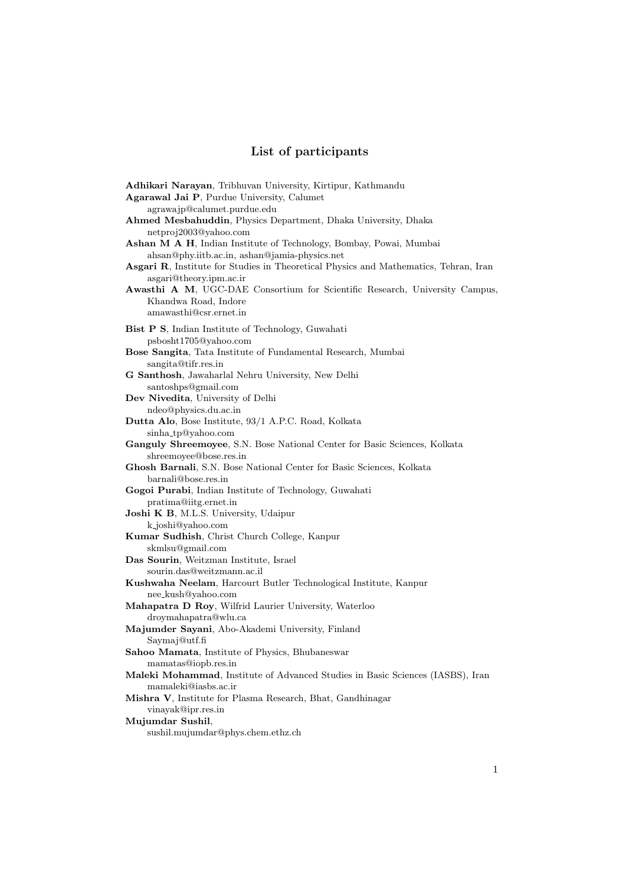## List of participants

**Adhikari Narayan**, Tribhuvan University, Kirtipur, Kathmandu

**Agarawal Jai P**, Purdue University, Calumet
agrawajp@calumet.purdue.edu

**Ahmed Mesbahuddin**, Physics Department, Dhaka University, Dhaka
netproj2003@yahoo.com

**Ashan M A H**, Indian Institute of Technology, Bombay, Powai, Mumbai
ahsan@phy.iitb.ac.in, ashan@jamia-physics.net

**Asgari R**, Institute for Studies in Theoretical Physics and Mathematics, Tehran, Iran
asgari@theory.ipm.ac.ir

**Awasthi A M**, UGC-DAE Consortium for Scientific Research, University Campus, Khandwa Road, Indore
amawasthi@csr.ernet.in

**Bist P S**, Indian Institute of Technology, Guwahati
psbosht1705@yahoo.com

**Bose Sangita**, Tata Institute of Fundamental Research, Mumbai
sangita@tifr.res.in

**G Santhosh**, Jawaharlal Nehru University, New Delhi
santoshps@gmail.com

**Dev Nivedita**, University of Delhi
ndeo@physics.du.ac.in

**Dutta Alo**, Bose Institute, 93/1 A.P.C. Road, Kolkata
sinha_tp@yahoo.com

**Ganguly Shreemoyee**, S.N. Bose National Center for Basic Sciences, Kolkata
shreemoyee@bose.res.in

**Ghosh Barnali**, S.N. Bose National Center for Basic Sciences, Kolkata
barnali@bose.res.in

**Gogoi Purabi**, Indian Institute of Technology, Guwahati
pratima@iitg.ernet.in

**Joshi K B**, M.L.S. University, Udaipur
k_joshi@yahoo.com

**Kumar Sudhish**, Christ Church College, Kanpur
skmlsu@gmail.com

**Das Sourin**, Weitzman Institute, Israel
sourin.das@weitzmann.ac.il

**Kushwaha Neelam**, Harcourt Butler Technological Institute, Kanpur
nee_kush@yahoo.com

**Mahapatra D Roy**, Wilfrid Laurier University, Waterloo
droymahapatra@wlu.ca

**Majumder Sayani**, Abo-Akademi University, Finland
Saymaj@utf.fi

**Sahoo Mamata**, Institute of Physics, Bhubaneswar
mamatas@iopb.res.in

**Maleki Mohammad**, Institute of Advanced Studies in Basic Sciences (IASBS), Iran
mamaleki@iasbs.ac.ir

**Mishra V**, Institute for Plasma Research, Bhat, Gandhinagar
vinayak@ipr.res.in

**Mujumdar Sushil**,
sushil.mujumdar@phys.chem.ethz.ch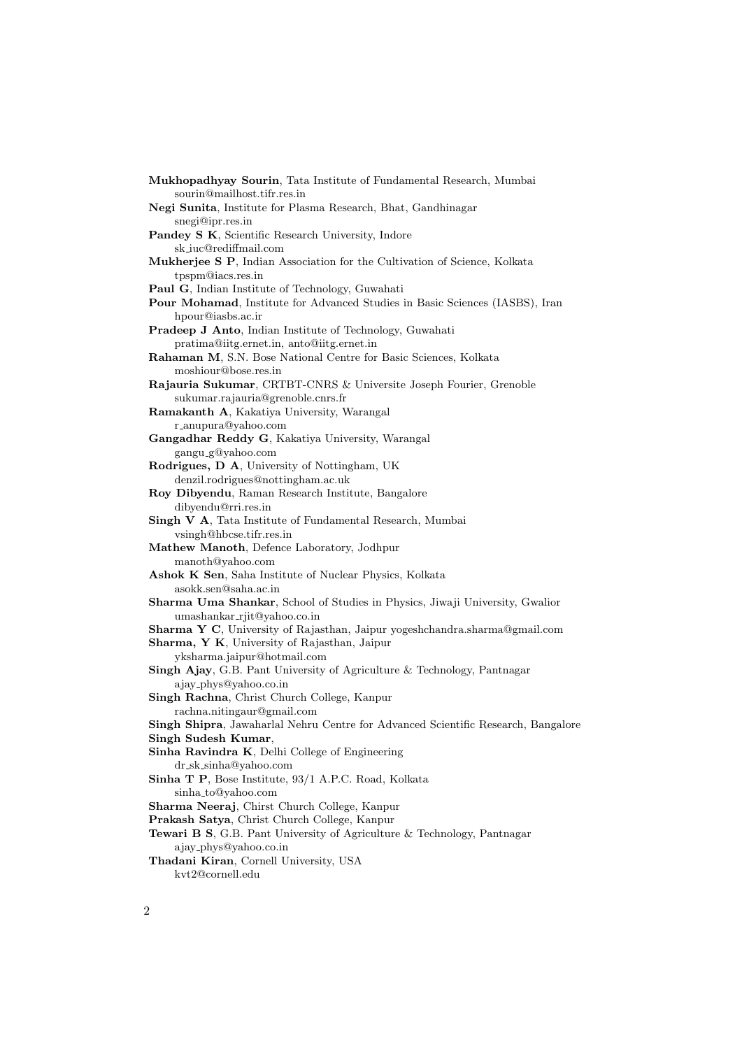**Mukhopadhyay Sourin**, Tata Institute of Fundamental Research, Mumbai
sourin@mailhost.tifr.res.in

**Negi Sunita**, Institute for Plasma Research, Bhat, Gandhinagar
snegi@ipr.res.in

**Pandey S K**, Scientific Research University, Indore
sk_iuc@rediffmail.com

**Mukherjee S P**, Indian Association for the Cultivation of Science, Kolkata
tpspm@iacs.res.in

**Paul G**, Indian Institute of Technology, Guwahati

**Pour Mohamad**, Institute for Advanced Studies in Basic Sciences (IASBS), Iran
hpour@iasbs.ac.ir

**Pradeep J Anto**, Indian Institute of Technology, Guwahati
pratima@iitg.ernet.in, anto@iitg.ernet.in

**Rahaman M**, S.N. Bose National Centre for Basic Sciences, Kolkata
moshiour@bose.res.in

**Rajauria Sukumar**, CRTBT-CNRS & Universite Joseph Fourier, Grenoble
sukumar.rajauria@grenoble.cnrs.fr

**Ramakanth A**, Kakatiya University, Warangal
r_anupura@yahoo.com

**Gangadhar Reddy G**, Kakatiya University, Warangal
gangu_g@yahoo.com

**Rodrigues, D A**, University of Nottingham, UK
denzil.rodrigues@nottingham.ac.uk

**Roy Dibyendu**, Raman Research Institute, Bangalore
dibyendu@rri.res.in

**Singh V A**, Tata Institute of Fundamental Research, Mumbai
vsingh@hbcse.tifr.res.in

**Mathew Manoth**, Defence Laboratory, Jodhpur
manoth@yahoo.com

**Ashok K Sen**, Saha Institute of Nuclear Physics, Kolkata
asokk.sen@saha.ac.in

**Sharma Uma Shankar**, School of Studies in Physics, Jiwaji University, Gwalior
umashankar_rjit@yahoo.co.in

**Sharma Y C**, University of Rajasthan, Jaipur yogeshchandra.sharma@gmail.com

**Sharma, Y K**, University of Rajasthan, Jaipur
yksharma.jaipur@hotmail.com

**Singh Ajay**, G.B. Pant University of Agriculture & Technology, Pantnagar
ajay_phys@yahoo.co.in

**Singh Rachna**, Christ Church College, Kanpur
rachna.nitingaur@gmail.com

**Singh Shipra**, Jawaharlal Nehru Centre for Advanced Scientific Research, Bangalore

**Singh Sudesh Kumar**,

**Sinha Ravindra K**, Delhi College of Engineering
dr_sk_sinha@yahoo.com

**Sinha T P**, Bose Institute, 93/1 A.P.C. Road, Kolkata
sinha_to@yahoo.com

**Sharma Neeraj**, Chirst Church College, Kanpur

**Prakash Satya**, Christ Church College, Kanpur

**Tewari B S**, G.B. Pant University of Agriculture & Technology, Pantnagar
ajay_phys@yahoo.co.in

**Thadani Kiran**, Cornell University, USA
kvt2@cornell.edu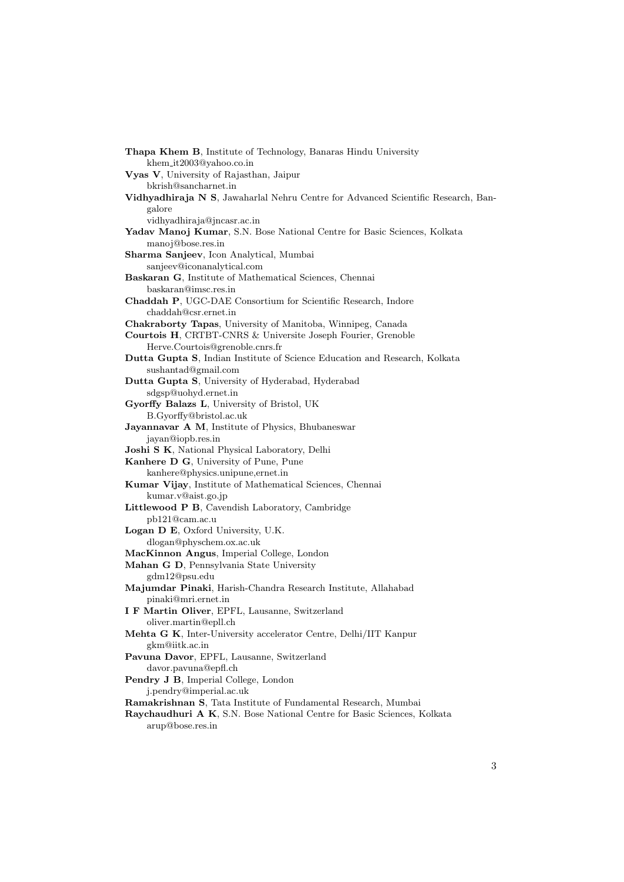**Thapa Khem B**, Institute of Technology, Banaras Hindu University
khem_it2003@yahoo.co.in

**Vyas V**, University of Rajasthan, Jaipur
bkrish@sancharnet.in

**Vidhyadhiraja N S**, Jawaharlal Nehru Centre for Advanced Scientific Research, Bangalore
vidhyadhiraja@jncasr.ac.in

**Yadav Manoj Kumar**, S.N. Bose National Centre for Basic Sciences, Kolkata
manoj@bose.res.in

**Sharma Sanjeev**, Icon Analytical, Mumbai
sanjeev@iconanalytical.com

**Baskaran G**, Institute of Mathematical Sciences, Chennai
baskaran@imsc.res.in

**Chaddah P**, UGC-DAE Consortium for Scientific Research, Indore
chaddah@csr.ernet.in

**Chakraborty Tapas**, University of Manitoba, Winnipeg, Canada

**Courtois H**, CRTBT-CNRS & Universite Joseph Fourier, Grenoble
Herve.Courtois@grenoble.cnrs.fr

**Dutta Gupta S**, Indian Institute of Science Education and Research, Kolkata
sushantad@gmail.com

**Dutta Gupta S**, University of Hyderabad, Hyderabad
sdgsp@uohyd.ernet.in

**Gyorffy Balazs L**, University of Bristol, UK
B.Gyorffy@bristol.ac.uk

**Jayannavar A M**, Institute of Physics, Bhubaneswar
jayan@iopb.res.in

**Joshi S K**, National Physical Laboratory, Delhi

**Kanhere D G**, University of Pune, Pune
kanhere@physics.unipune,ernet.in

**Kumar Vijay**, Institute of Mathematical Sciences, Chennai
kumar.v@aist.go.jp

**Littlewood P B**, Cavendish Laboratory, Cambridge
pb121@cam.ac.u

**Logan D E**, Oxford University, U.K.
dlogan@physchem.ox.ac.uk

**MacKinnon Angus**, Imperial College, London

**Mahan G D**, Pennsylvania State University
gdm12@psu.edu

**Majumdar Pinaki**, Harish-Chandra Research Institute, Allahabad
pinaki@mri.ernet.in

**I F Martin Oliver**, EPFL, Lausanne, Switzerland
oliver.martin@epll.ch

**Mehta G K**, Inter-University accelerator Centre, Delhi/IIT Kanpur
gkm@iitk.ac.in

**Pavuna Davor**, EPFL, Lausanne, Switzerland
davor.pavuna@epfl.ch

**Pendry J B**, Imperial College, London
j.pendry@imperial.ac.uk

**Ramakrishnan S**, Tata Institute of Fundamental Research, Mumbai

**Raychaudhuri A K**, S.N. Bose National Centre for Basic Sciences, Kolkata
arup@bose.res.in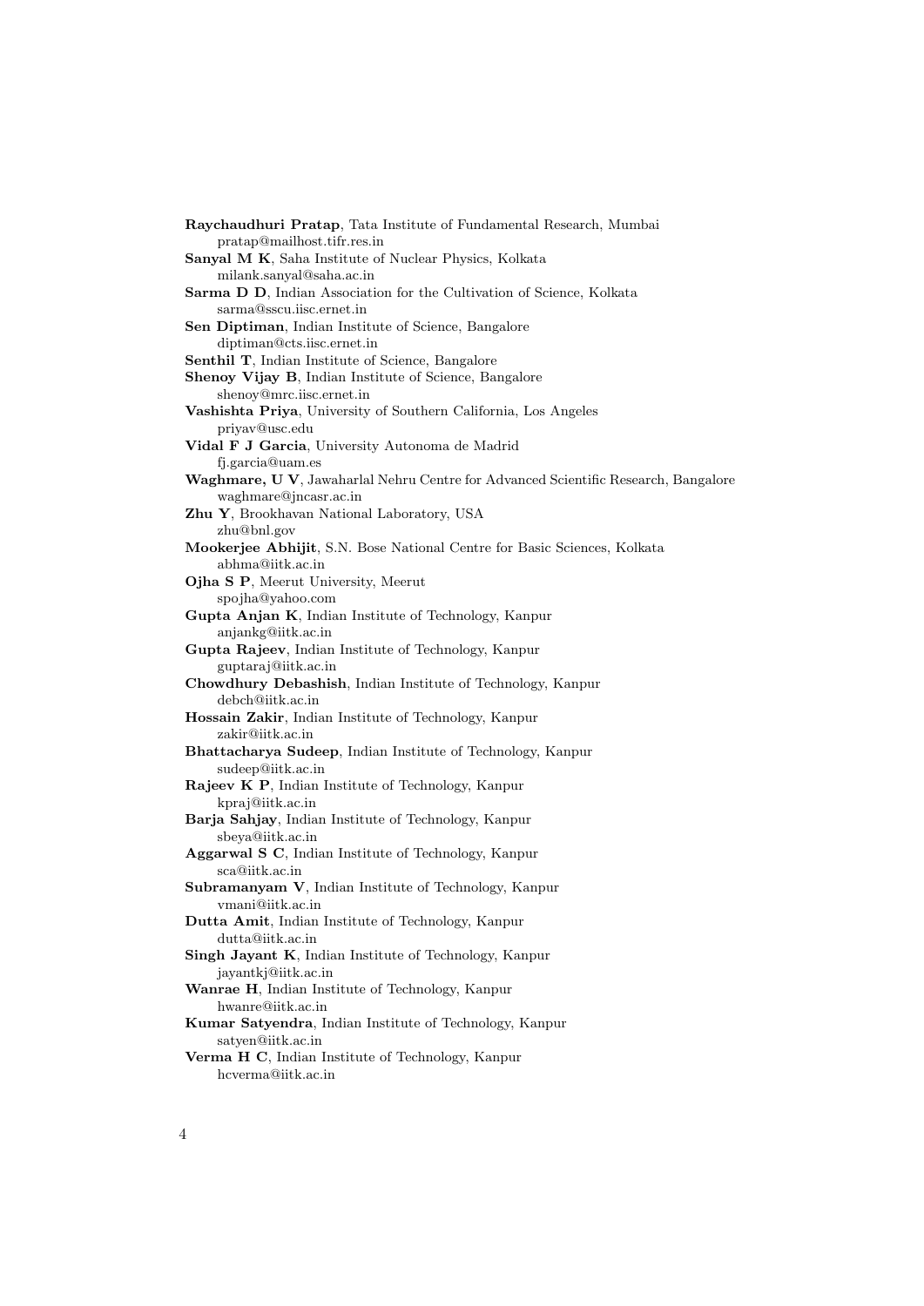**Raychaudhuri Pratap**, Tata Institute of Fundamental Research, Mumbai
pratap@mailhost.tifr.res.in

**Sanyal M K**, Saha Institute of Nuclear Physics, Kolkata
milank.sanyal@saha.ac.in

**Sarma D D**, Indian Association for the Cultivation of Science, Kolkata
sarma@sscu.iisc.ernet.in

**Sen Diptiman**, Indian Institute of Science, Bangalore
diptiman@cts.iisc.ernet.in

**Senthil T**, Indian Institute of Science, Bangalore

**Shenoy Vijay B**, Indian Institute of Science, Bangalore
shenoy@mrc.iisc.ernet.in

**Vashishta Priya**, University of Southern California, Los Angeles
priyav@usc.edu

**Vidal F J Garcia**, University Autonoma de Madrid
fj.garcia@uam.es

**Waghmare, U V**, Jawaharlal Nehru Centre for Advanced Scientific Research, Bangalore
waghmare@jncasr.ac.in

**Zhu Y**, Brookhavan National Laboratory, USA
zhu@bnl.gov

**Mookerjee Abhijit**, S.N. Bose National Centre for Basic Sciences, Kolkata
abhma@iitk.ac.in

**Ojha S P**, Meerut University, Meerut
spojha@yahoo.com

**Gupta Anjan K**, Indian Institute of Technology, Kanpur
anjankg@iitk.ac.in

**Gupta Rajeev**, Indian Institute of Technology, Kanpur
guptaraj@iitk.ac.in

**Chowdhury Debashish**, Indian Institute of Technology, Kanpur
debch@iitk.ac.in

**Hossain Zakir**, Indian Institute of Technology, Kanpur
zakir@iitk.ac.in

**Bhattacharya Sudeep**, Indian Institute of Technology, Kanpur
sudeep@iitk.ac.in

**Rajeev K P**, Indian Institute of Technology, Kanpur
kpraj@iitk.ac.in

**Barja Sahjay**, Indian Institute of Technology, Kanpur
sbeya@iitk.ac.in

**Aggarwal S C**, Indian Institute of Technology, Kanpur
sca@iitk.ac.in

**Subramanyam V**, Indian Institute of Technology, Kanpur
vmani@iitk.ac.in

**Dutta Amit**, Indian Institute of Technology, Kanpur
dutta@iitk.ac.in

**Singh Jayant K**, Indian Institute of Technology, Kanpur
jayantkj@iitk.ac.in

**Wanrae H**, Indian Institute of Technology, Kanpur
hwanre@iitk.ac.in

**Kumar Satyendra**, Indian Institute of Technology, Kanpur
satyen@iitk.ac.in

**Verma H C**, Indian Institute of Technology, Kanpur
hcverma@iitk.ac.in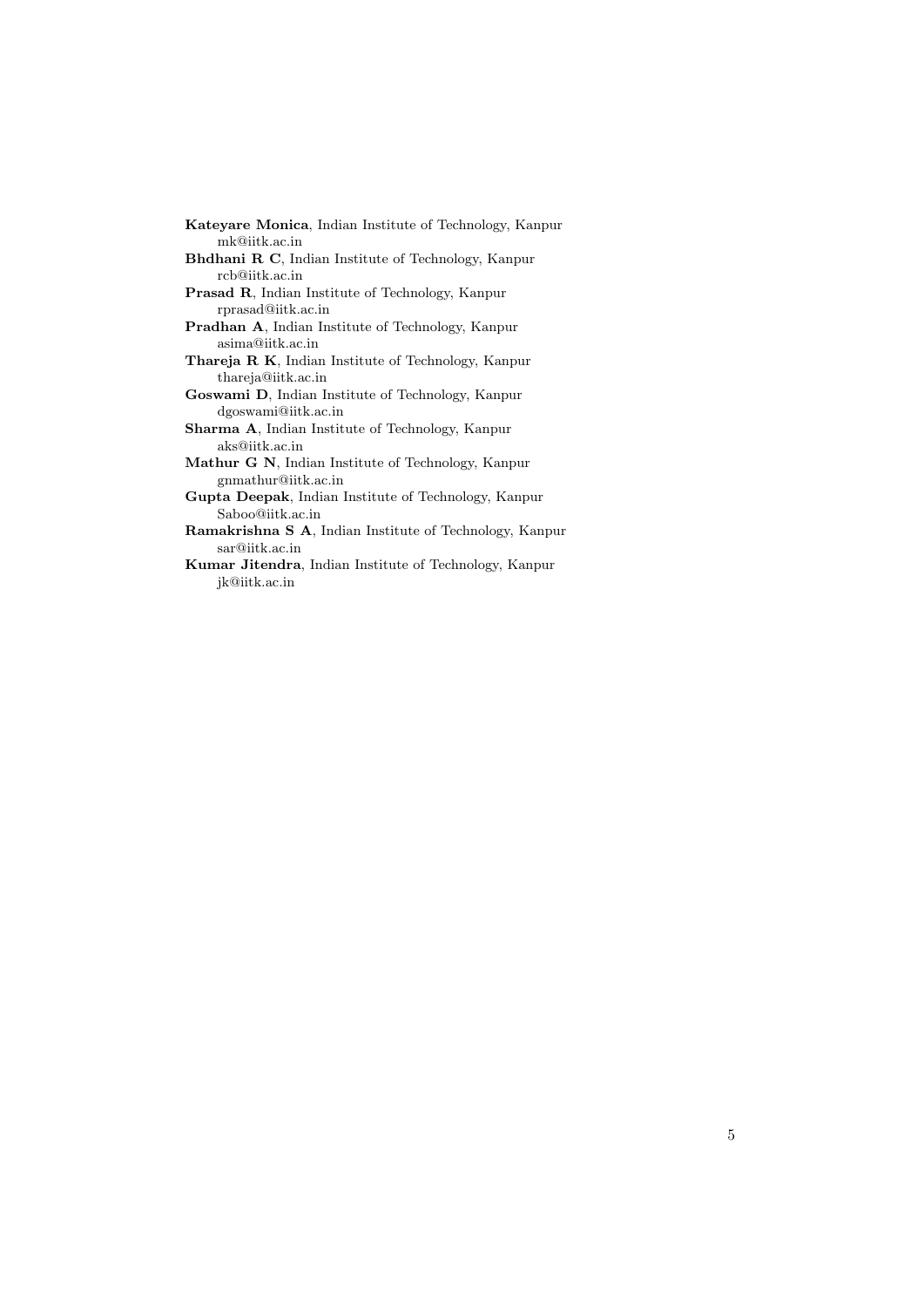**Kateyare Monica**, Indian Institute of Technology, Kanpur
mk@iitk.ac.in

**Bhdhani R C**, Indian Institute of Technology, Kanpur
rcb@iitk.ac.in

**Prasad R**, Indian Institute of Technology, Kanpur
rprasad@iitk.ac.in

**Pradhan A**, Indian Institute of Technology, Kanpur
asima@iitk.ac.in

**Thareja R K**, Indian Institute of Technology, Kanpur
thareja@iitk.ac.in

**Goswami D**, Indian Institute of Technology, Kanpur
dgoswami@iitk.ac.in

**Sharma A**, Indian Institute of Technology, Kanpur
aks@iitk.ac.in

**Mathur G N**, Indian Institute of Technology, Kanpur
gnmathur@iitk.ac.in

**Gupta Deepak**, Indian Institute of Technology, Kanpur
Saboo@iitk.ac.in

**Ramakrishna S A**, Indian Institute of Technology, Kanpur
sar@iitk.ac.in

**Kumar Jitendra**, Indian Institute of Technology, Kanpur
jk@iitk.ac.in